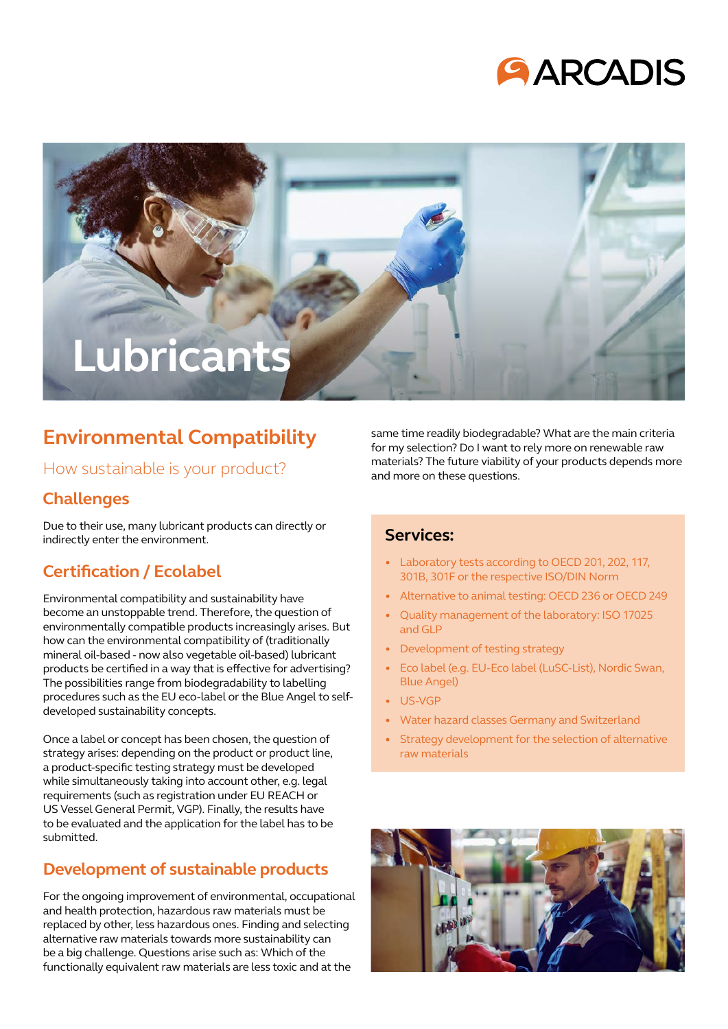# Lubricants

## Environmental Compatibility

### How sustainable is your product?

### Challenges

Due to their use, many lubricant products can directly or indirectly enter the environment.

### Certification / Ecolabel

Environmental compatibility and sustainability have become an unstoppable trend. Therefore, the question of environmentally compatible products increasingly arises. But how can the environmental compatibility of (traditionally mineral oil-based - now also vegetable oil-based) lubricant products be certified in a way that is effective for advertising? The possibilities range from biodegradability to labelling procedures such as the EU eco-label or the Blue Angel to self-developed sustainability concepts.

Once a label or concept has been chosen, the question of strategy arises: depending on the product or product line, a product-specific testing strategy must be developed while simultaneously taking into account other, e.g. legal requirements (such as registration under EU REACH or US Vessel General Permit, VGP). Finally, the results have to be evaluated and the application for the label has to be submitted.

### Development of sustainable products

For the ongoing improvement of environmental, occupational and health protection, hazardous raw materials must be replaced by other, less hazardous ones. Finding and selecting alternative raw materials towards more sustainability can be a big challenge. Questions arise such as: Which of the functionally equivalent raw materials are less toxic and at the same time readily biodegradable? What are the main criteria for my selection? Do I want to rely more on renewable raw materials? The future viability of your products depends more and more on these questions.

### Services:

- Laboratory tests according to OECD 201, 202, 117, 301B, 301F or the respective ISO/DIN Norm
- Alternative to animal testing: OECD 236 or OECD 249
- Quality management of the laboratory: ISO 17025 and GLP
- Development of testing strategy
- Eco label (e.g. EU-Eco label (LuSC-List), Nordic Swan, Blue Angel)
- US-VGP
- Water hazard classes Germany and Switzerland
- Strategy development for the selection of alternative raw materials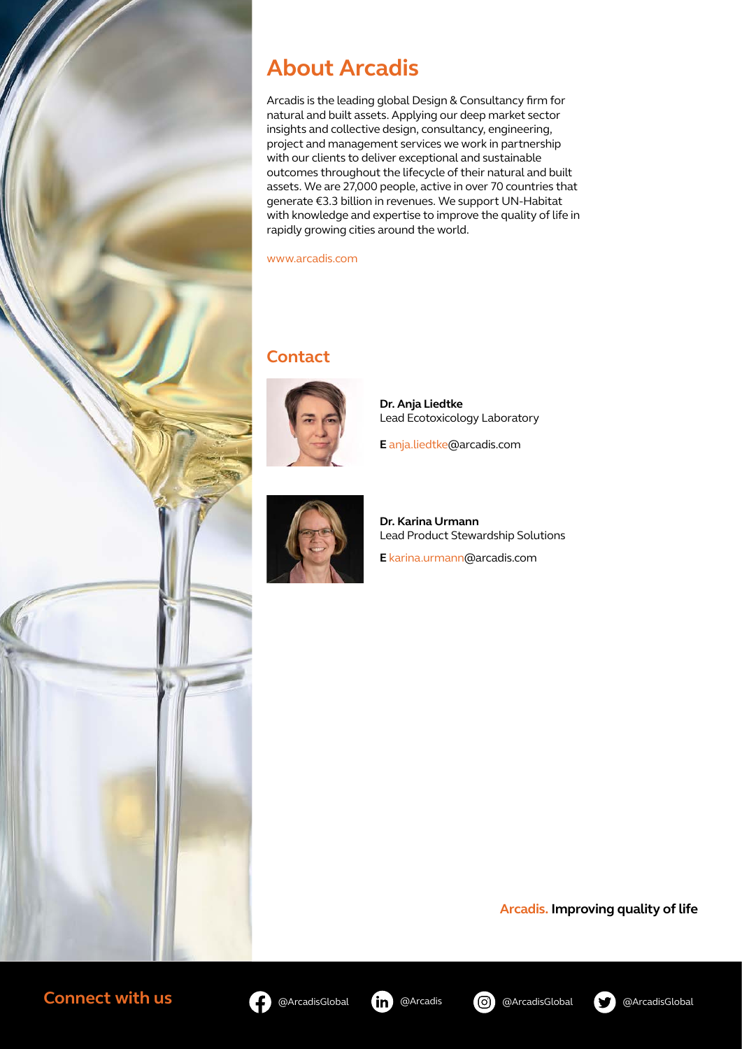## About Arcadis

Arcadis is the leading global Design & Consultancy firm for natural and built assets. Applying our deep market sector insights and collective design, consultancy, engineering, project and management services we work in partnership with our clients to deliver exceptional and sustainable outcomes throughout the lifecycle of their natural and built assets. We are 27,000 people, active in over 70 countries that generate €3.3 billion in revenues. We support UN-Habitat with knowledge and expertise to improve the quality of life in rapidly growing cities around the world.

www.arcadis.com

## Contact

**Dr. Anja Liedtke**
Lead Ecotoxicology Laboratory

**E** anja.liedtke@arcadis.com

**Dr. Karina Urmann**
Lead Product Stewardship Solutions

**E** karina.urmann@arcadis.com

**Arcadis. Improving quality of life**

**Connect with us**

@ArcadisGlobal @Arcadis @ArcadisGlobal @ArcadisGlobal